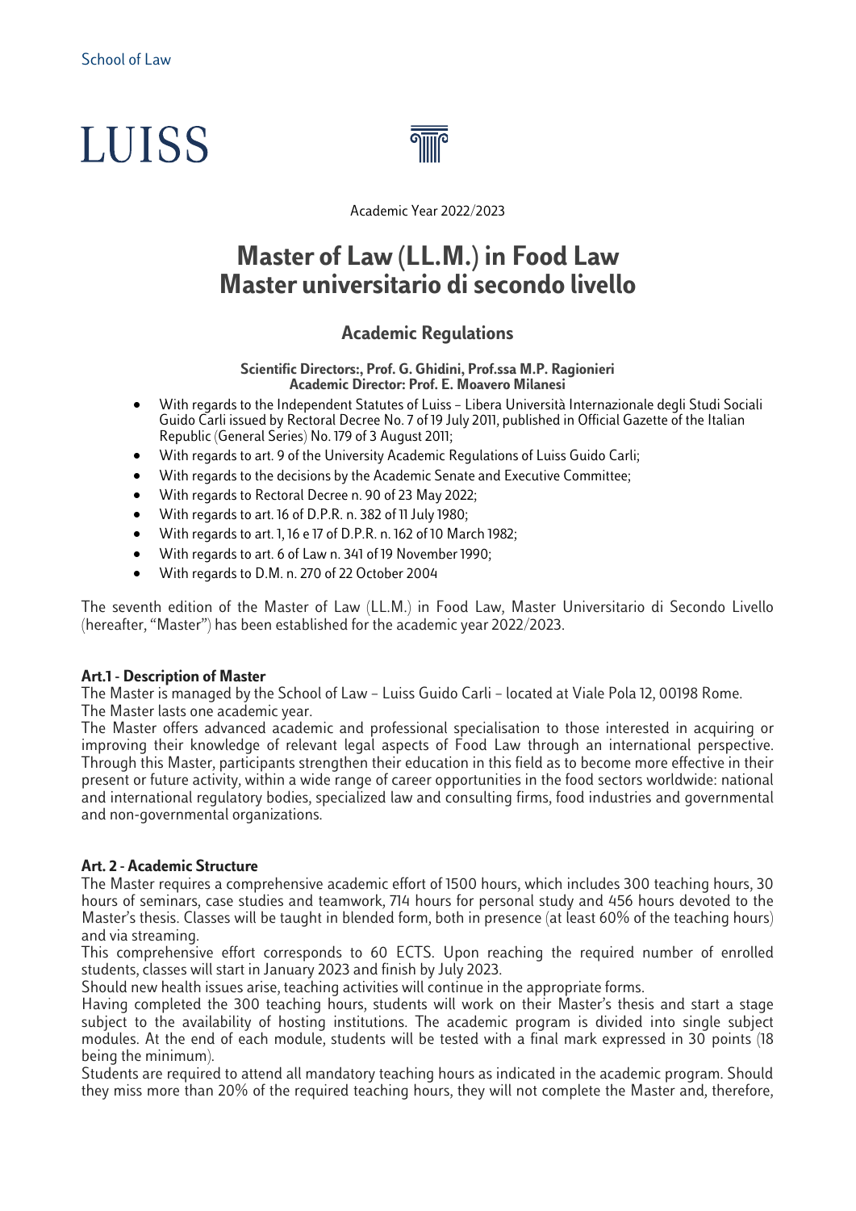School of Law

LUISS

Academic Year 2022/2023

# Master of Law (LL.M.) in Food Law
# Master universitario di secondo livello

## Academic Regulations

**Scientific Directors:, Prof. G. Ghidini, Prof.ssa M.P. Ragionieri**
**Academic Director: Prof. E. Moavero Milanesi**

- With regards to the Independent Statutes of Luiss – Libera Università Internazionale degli Studi Sociali Guido Carli issued by Rectoral Decree No. 7 of 19 July 2011, published in Official Gazette of the Italian Republic (General Series) No. 179 of 3 August 2011;
- With regards to art. 9 of the University Academic Regulations of Luiss Guido Carli;
- With regards to the decisions by the Academic Senate and Executive Committee;
- With regards to Rectoral Decree n. 90 of 23 May 2022;
- With regards to art. 16 of D.P.R. n. 382 of 11 July 1980;
- With regards to art. 1, 16 e 17 of D.P.R. n. 162 of 10 March 1982;
- With regards to art. 6 of Law n. 341 of 19 November 1990;
- With regards to D.M. n. 270 of 22 October 2004

The seventh edition of the Master of Law (LL.M.) in Food Law, Master Universitario di Secondo Livello (hereafter, "Master") has been established for the academic year 2022/2023.

### Art.1 - Description of Master

The Master is managed by the School of Law – Luiss Guido Carli – located at Viale Pola 12, 00198 Rome.
The Master lasts one academic year.
The Master offers advanced academic and professional specialisation to those interested in acquiring or improving their knowledge of relevant legal aspects of Food Law through an international perspective. Through this Master, participants strengthen their education in this field as to become more effective in their present or future activity, within a wide range of career opportunities in the food sectors worldwide: national and international regulatory bodies, specialized law and consulting firms, food industries and governmental and non-governmental organizations.

### Art. 2 - Academic Structure

The Master requires a comprehensive academic effort of 1500 hours, which includes 300 teaching hours, 30 hours of seminars, case studies and teamwork, 714 hours for personal study and 456 hours devoted to the Master's thesis. Classes will be taught in blended form, both in presence (at least 60% of the teaching hours) and via streaming.
This comprehensive effort corresponds to 60 ECTS. Upon reaching the required number of enrolled students, classes will start in January 2023 and finish by July 2023.
Should new health issues arise, teaching activities will continue in the appropriate forms.
Having completed the 300 teaching hours, students will work on their Master's thesis and start a stage subject to the availability of hosting institutions. The academic program is divided into single subject modules. At the end of each module, students will be tested with a final mark expressed in 30 points (18 being the minimum).
Students are required to attend all mandatory teaching hours as indicated in the academic program. Should they miss more than 20% of the required teaching hours, they will not complete the Master and, therefore,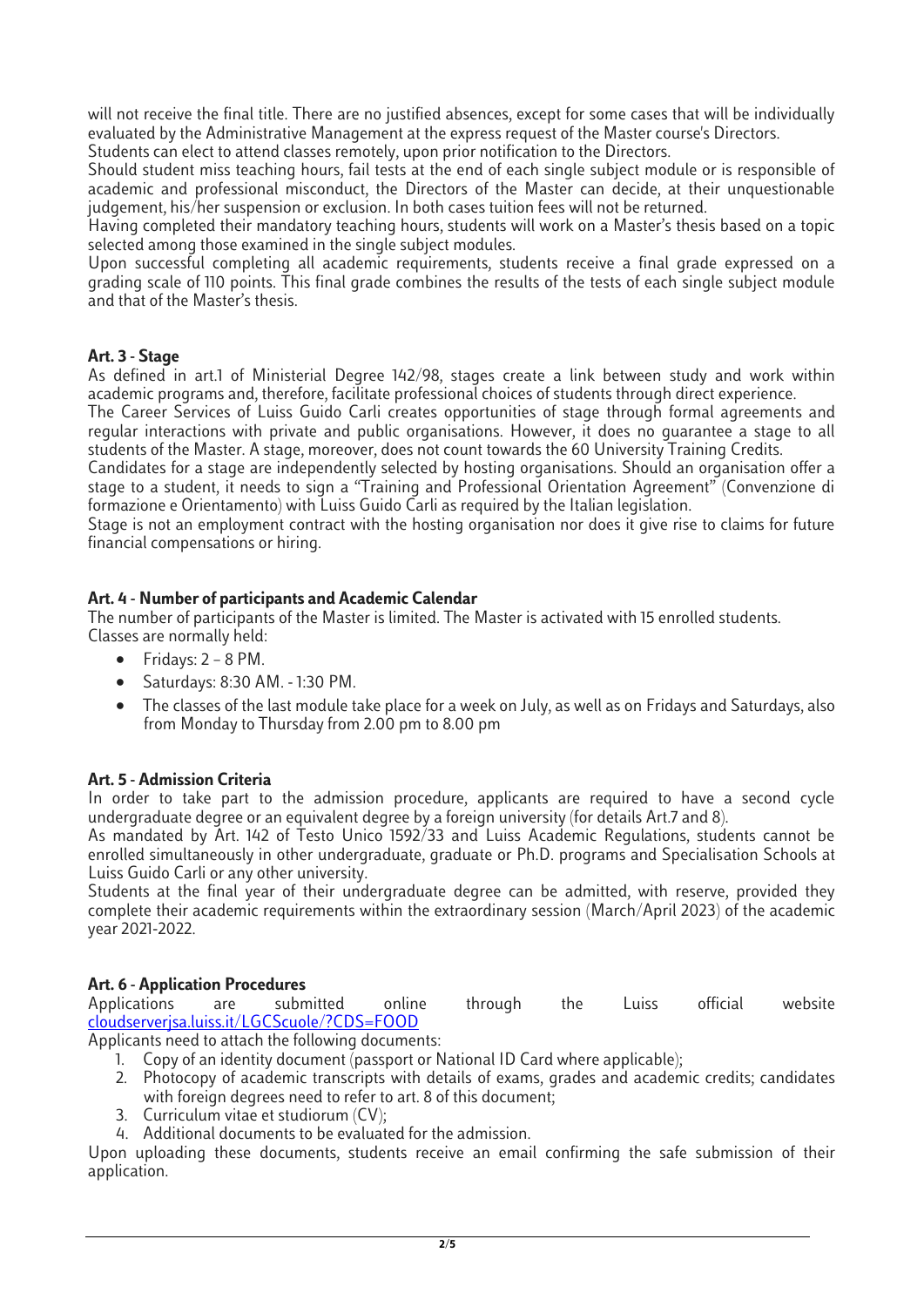will not receive the final title. There are no justified absences, except for some cases that will be individually evaluated by the Administrative Management at the express request of the Master course's Directors.

Students can elect to attend classes remotely, upon prior notification to the Directors.

Should student miss teaching hours, fail tests at the end of each single subject module or is responsible of academic and professional misconduct, the Directors of the Master can decide, at their unquestionable judgement, his/her suspension or exclusion. In both cases tuition fees will not be returned.

Having completed their mandatory teaching hours, students will work on a Master's thesis based on a topic selected among those examined in the single subject modules.

Upon successful completing all academic requirements, students receive a final grade expressed on a grading scale of 110 points. This final grade combines the results of the tests of each single subject module and that of the Master's thesis.

## Art. 3 - Stage

As defined in art.1 of Ministerial Degree 142/98, stages create a link between study and work within academic programs and, therefore, facilitate professional choices of students through direct experience.

The Career Services of Luiss Guido Carli creates opportunities of stage through formal agreements and regular interactions with private and public organisations. However, it does no guarantee a stage to all students of the Master. A stage, moreover, does not count towards the 60 University Training Credits.

Candidates for a stage are independently selected by hosting organisations. Should an organisation offer a stage to a student, it needs to sign a "Training and Professional Orientation Agreement" (Convenzione di formazione e Orientamento) with Luiss Guido Carli as required by the Italian legislation.

Stage is not an employment contract with the hosting organisation nor does it give rise to claims for future financial compensations or hiring.

## Art. 4 - Number of participants and Academic Calendar

The number of participants of the Master is limited. The Master is activated with 15 enrolled students.

Classes are normally held:

- Fridays: 2 – 8 PM.
- Saturdays: 8:30 AM. - 1:30 PM.
- The classes of the last module take place for a week on July, as well as on Fridays and Saturdays, also from Monday to Thursday from 2.00 pm to 8.00 pm

## Art. 5 - Admission Criteria

In order to take part to the admission procedure, applicants are required to have a second cycle undergraduate degree or an equivalent degree by a foreign university (for details Art.7 and 8).

As mandated by Art. 142 of Testo Unico 1592/33 and Luiss Academic Regulations, students cannot be enrolled simultaneously in other undergraduate, graduate or Ph.D. programs and Specialisation Schools at Luiss Guido Carli or any other university.

Students at the final year of their undergraduate degree can be admitted, with reserve, provided they complete their academic requirements within the extraordinary session (March/April 2023) of the academic year 2021-2022.

## Art. 6 - Application Procedures

Applications are submitted online through the Luiss official website [cloudserverjsa.luiss.it/LGCScuole/?CDS=FOOD](cloudserverjsa.luiss.it/LGCScuole/?CDS=FOOD)

Applicants need to attach the following documents:

1. Copy of an identity document (passport or National ID Card where applicable);
2. Photocopy of academic transcripts with details of exams, grades and academic credits; candidates with foreign degrees need to refer to art. 8 of this document;
3. Curriculum vitae et studiorum (CV);
4. Additional documents to be evaluated for the admission.

Upon uploading these documents, students receive an email confirming the safe submission of their application.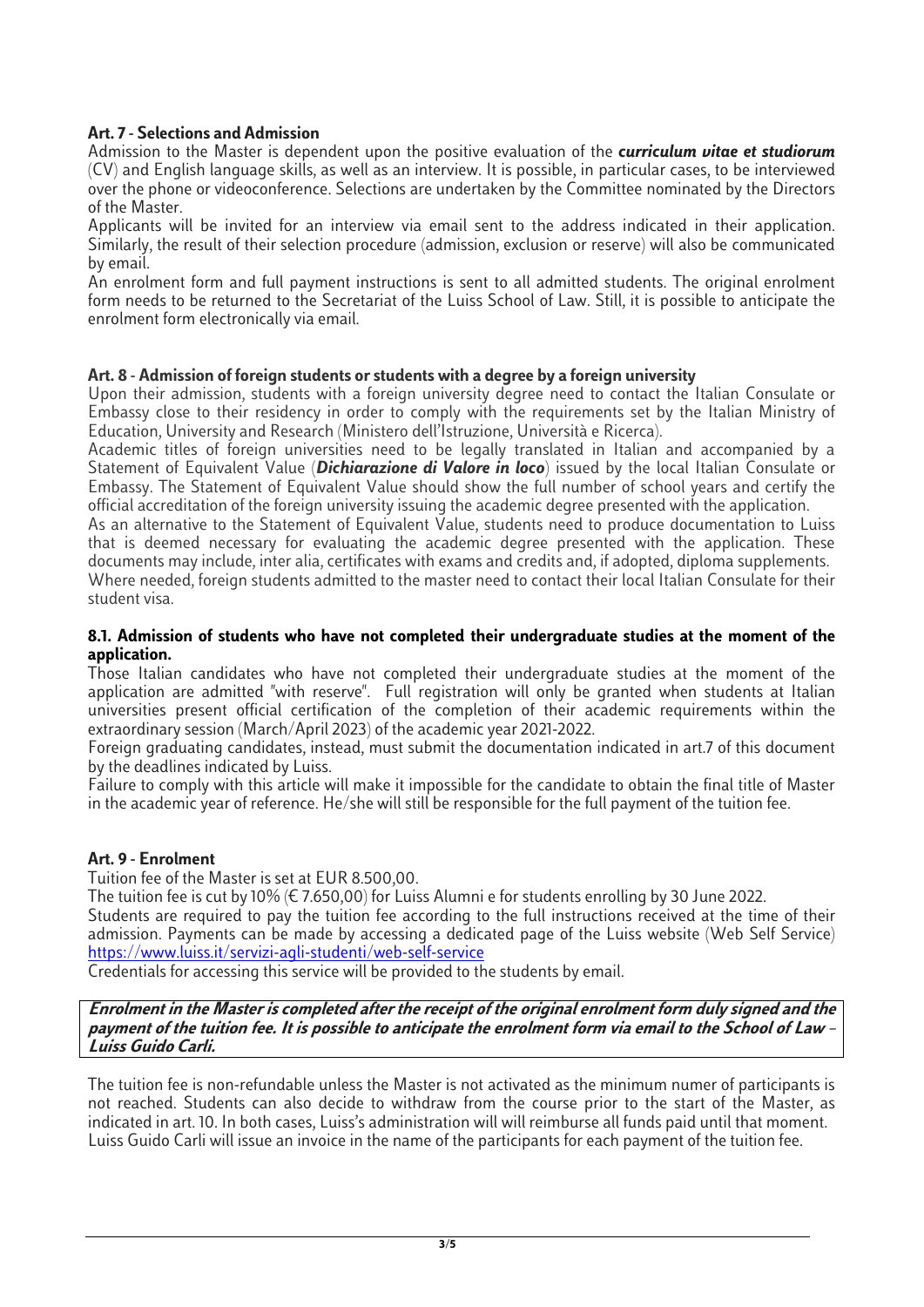## Art. 7 - Selections and Admission

Admission to the Master is dependent upon the positive evaluation of the ***curriculum vitae et studiorum*** (CV) and English language skills, as well as an interview. It is possible, in particular cases, to be interviewed over the phone or videoconference. Selections are undertaken by the Committee nominated by the Directors of the Master.

Applicants will be invited for an interview via email sent to the address indicated in their application. Similarly, the result of their selection procedure (admission, exclusion or reserve) will also be communicated by email.

An enrolment form and full payment instructions is sent to all admitted students. The original enrolment form needs to be returned to the Secretariat of the Luiss School of Law. Still, it is possible to anticipate the enrolment form electronically via email.

## Art. 8 - Admission of foreign students or students with a degree by a foreign university

Upon their admission, students with a foreign university degree need to contact the Italian Consulate or Embassy close to their residency in order to comply with the requirements set by the Italian Ministry of Education, University and Research (Ministero dell'Istruzione, Università e Ricerca).

Academic titles of foreign universities need to be legally translated in Italian and accompanied by a Statement of Equivalent Value (***Dichiarazione di Valore in loco***) issued by the local Italian Consulate or Embassy. The Statement of Equivalent Value should show the full number of school years and certify the official accreditation of the foreign university issuing the academic degree presented with the application.

As an alternative to the Statement of Equivalent Value, students need to produce documentation to Luiss that is deemed necessary for evaluating the academic degree presented with the application. These documents may include, inter alia, certificates with exams and credits and, if adopted, diploma supplements.

Where needed, foreign students admitted to the master need to contact their local Italian Consulate for their student visa.

### 8.1. Admission of students who have not completed their undergraduate studies at the moment of the application.

Those Italian candidates who have not completed their undergraduate studies at the moment of the application are admitted "with reserve". Full registration will only be granted when students at Italian universities present official certification of the completion of their academic requirements within the extraordinary session (March/April 2023) of the academic year 2021-2022.

Foreign graduating candidates, instead, must submit the documentation indicated in art.7 of this document by the deadlines indicated by Luiss.

Failure to comply with this article will make it impossible for the candidate to obtain the final title of Master in the academic year of reference. He/she will still be responsible for the full payment of the tuition fee.

## Art. 9 - Enrolment

Tuition fee of the Master is set at EUR 8.500,00.

The tuition fee is cut by 10% (€ 7.650,00) for Luiss Alumni e for students enrolling by 30 June 2022.

Students are required to pay the tuition fee according to the full instructions received at the time of their admission. Payments can be made by accessing a dedicated page of the Luiss website (Web Self Service) https://www.luiss.it/servizi-agli-studenti/web-self-service

Credentials for accessing this service will be provided to the students by email.

***Enrolment in the Master is completed after the receipt of the original enrolment form duly signed and the payment of the tuition fee. It is possible to anticipate the enrolment form via email to the School of Law – Luiss Guido Carli.***

The tuition fee is non-refundable unless the Master is not activated as the minimum numer of participants is not reached. Students can also decide to withdraw from the course prior to the start of the Master, as indicated in art. 10. In both cases, Luiss's administration will will reimburse all funds paid until that moment.
Luiss Guido Carli will issue an invoice in the name of the participants for each payment of the tuition fee.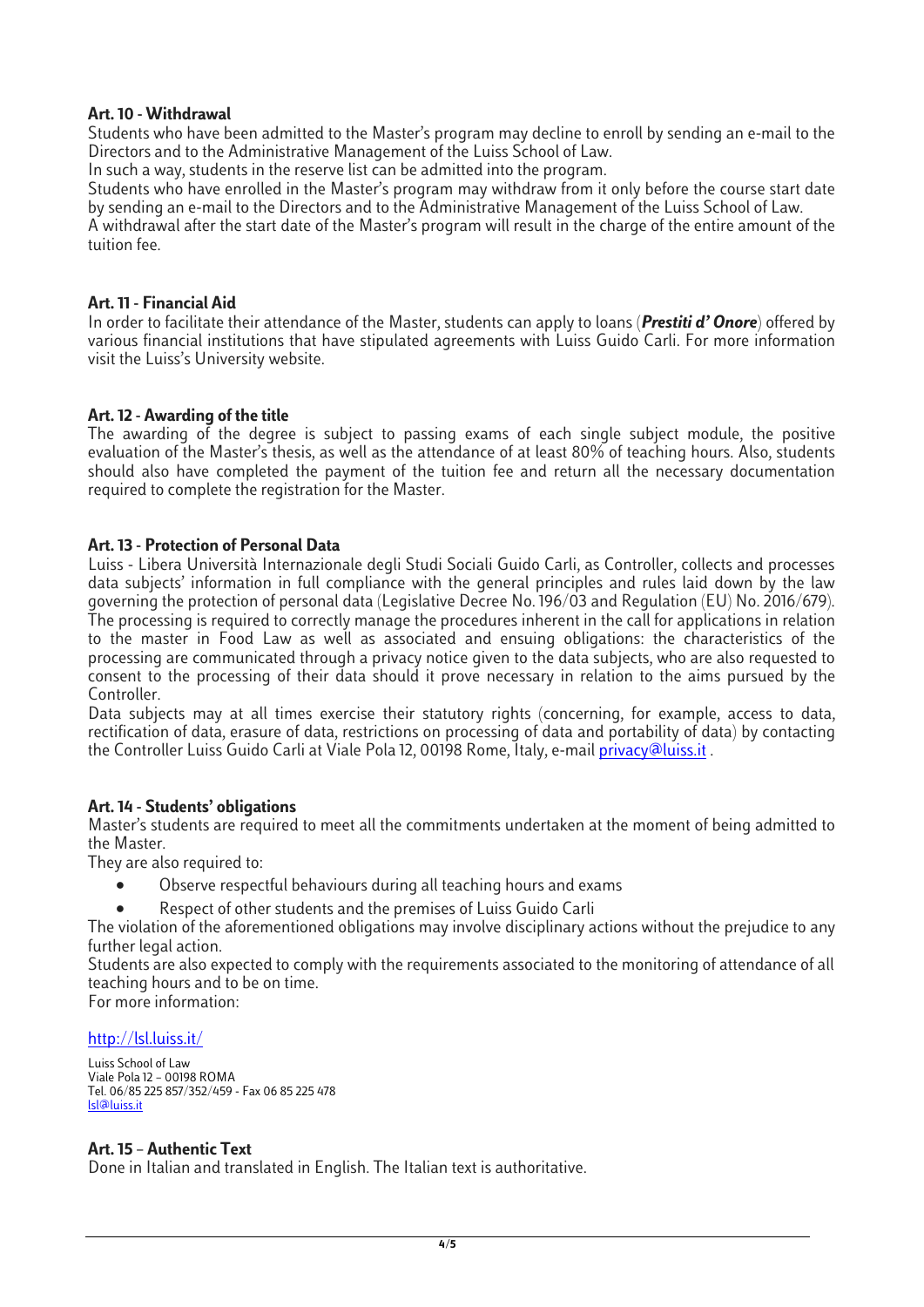### Art. 10 - Withdrawal

Students who have been admitted to the Master's program may decline to enroll by sending an e-mail to the Directors and to the Administrative Management of the Luiss School of Law.

In such a way, students in the reserve list can be admitted into the program.

Students who have enrolled in the Master's program may withdraw from it only before the course start date by sending an e-mail to the Directors and to the Administrative Management of the Luiss School of Law.

A withdrawal after the start date of the Master's program will result in the charge of the entire amount of the tuition fee.

### Art. 11 - Financial Aid

In order to facilitate their attendance of the Master, students can apply to loans (***Prestiti d' Onore***) offered by various financial institutions that have stipulated agreements with Luiss Guido Carli. For more information visit the Luiss's University website.

### Art. 12 - Awarding of the title

The awarding of the degree is subject to passing exams of each single subject module, the positive evaluation of the Master's thesis, as well as the attendance of at least 80% of teaching hours. Also, students should also have completed the payment of the tuition fee and return all the necessary documentation required to complete the registration for the Master.

### Art. 13 - Protection of Personal Data

Luiss - Libera Università Internazionale degli Studi Sociali Guido Carli, as Controller, collects and processes data subjects' information in full compliance with the general principles and rules laid down by the law governing the protection of personal data (Legislative Decree No. 196/03 and Regulation (EU) No. 2016/679). The processing is required to correctly manage the procedures inherent in the call for applications in relation to the master in Food Law as well as associated and ensuing obligations: the characteristics of the processing are communicated through a privacy notice given to the data subjects, who are also requested to consent to the processing of their data should it prove necessary in relation to the aims pursued by the Controller.

Data subjects may at all times exercise their statutory rights (concerning, for example, access to data, rectification of data, erasure of data, restrictions on processing of data and portability of data) by contacting the Controller Luiss Guido Carli at Viale Pola 12, 00198 Rome, Italy, e-mail privacy@luiss.it .

### Art. 14 - Students' obligations

Master's students are required to meet all the commitments undertaken at the moment of being admitted to the Master.

They are also required to:

- Observe respectful behaviours during all teaching hours and exams
- Respect of other students and the premises of Luiss Guido Carli

The violation of the aforementioned obligations may involve disciplinary actions without the prejudice to any further legal action.

Students are also expected to comply with the requirements associated to the monitoring of attendance of all teaching hours and to be on time.

For more information:

http://lsl.luiss.it/

Luiss School of Law
Viale Pola 12 – 00198 ROMA
Tel. 06/85 225 857/352/459 - Fax 06 85 225 478
lsl@luiss.it

### Art. 15 – Authentic Text

Done in Italian and translated in English. The Italian text is authoritative.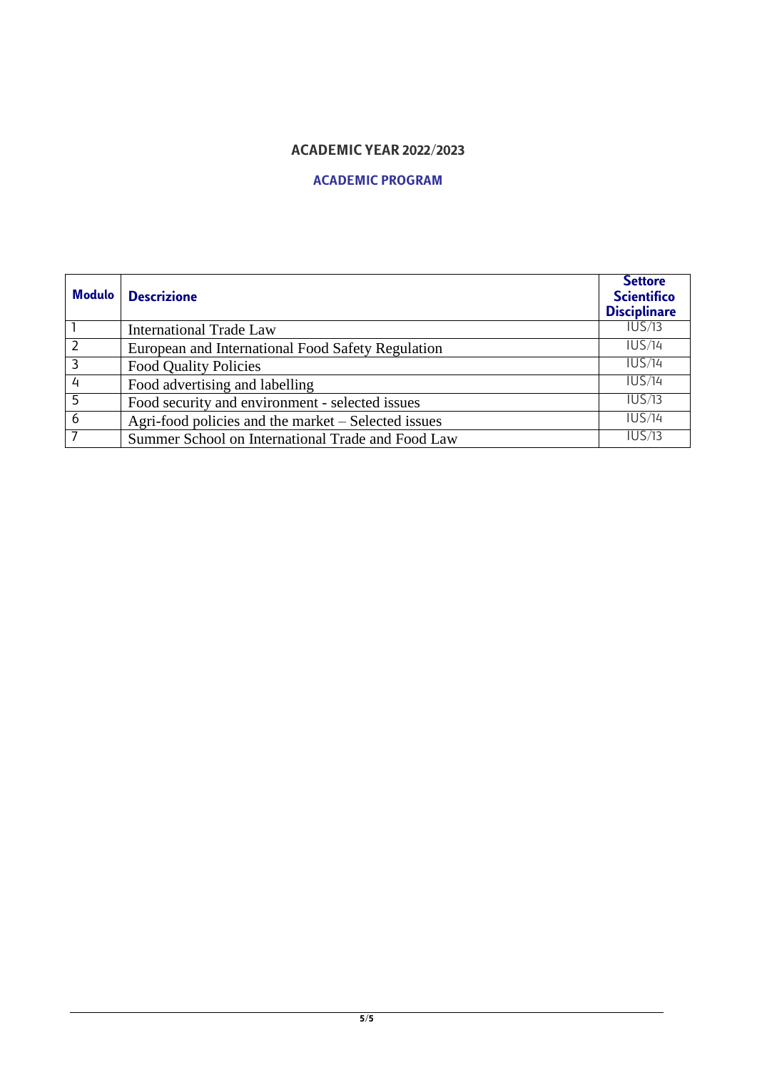## ACADEMIC YEAR 2022/2023

### ACADEMIC PROGRAM

| Modulo | Descrizione | Settore Scientifico Disciplinare |
|---|---|---|
| 1 | International Trade Law | IUS/13 |
| 2 | European and International Food Safety Regulation | IUS/14 |
| 3 | Food Quality Policies | IUS/14 |
| 4 | Food advertising and labelling | IUS/14 |
| 5 | Food security and environment - selected issues | IUS/13 |
| 6 | Agri-food policies and the market – Selected issues | IUS/14 |
| 7 | Summer School on International Trade and Food Law | IUS/13 |